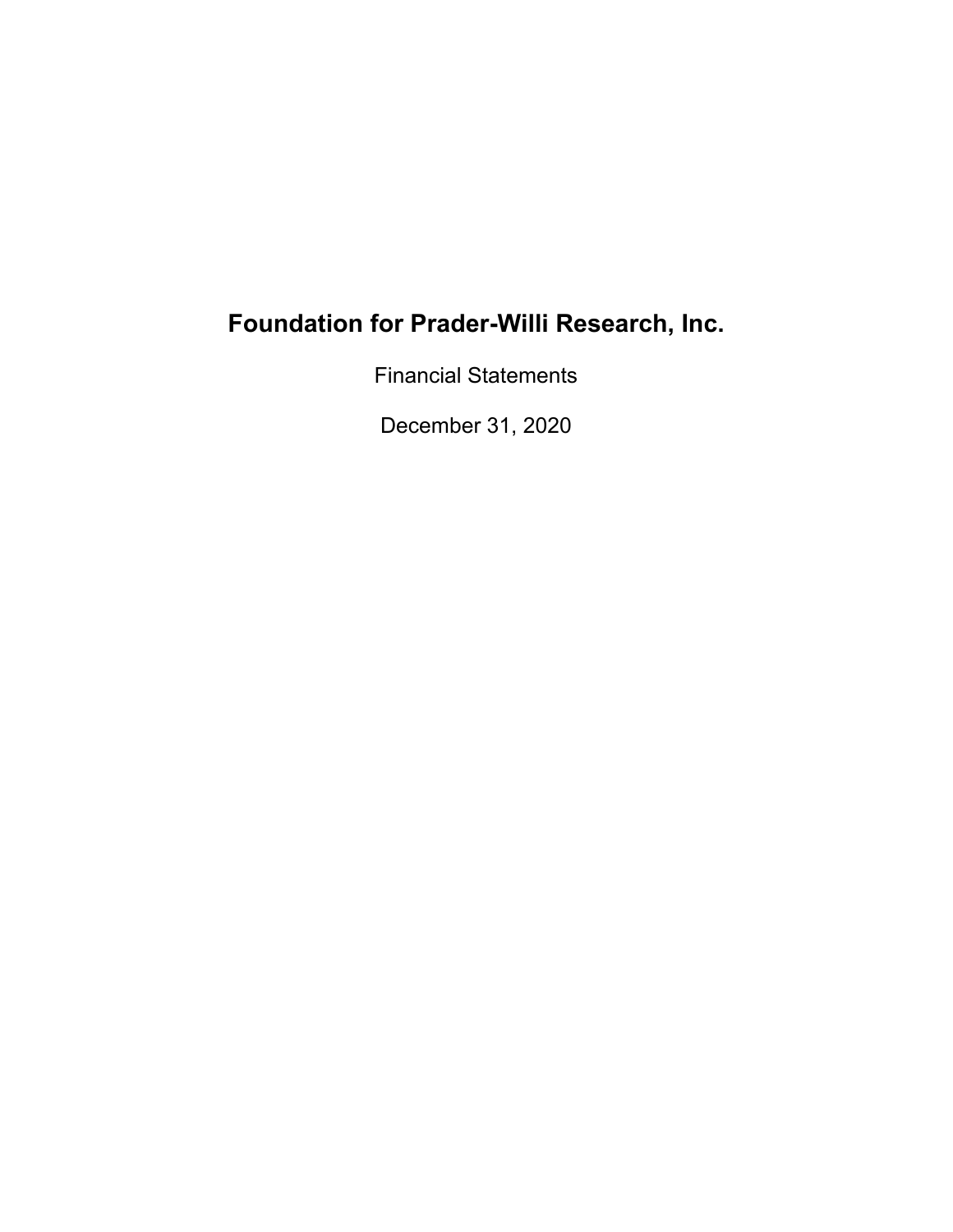# Foundation for Prader-Willi Research, Inc.

Financial Statements

December 31, 2020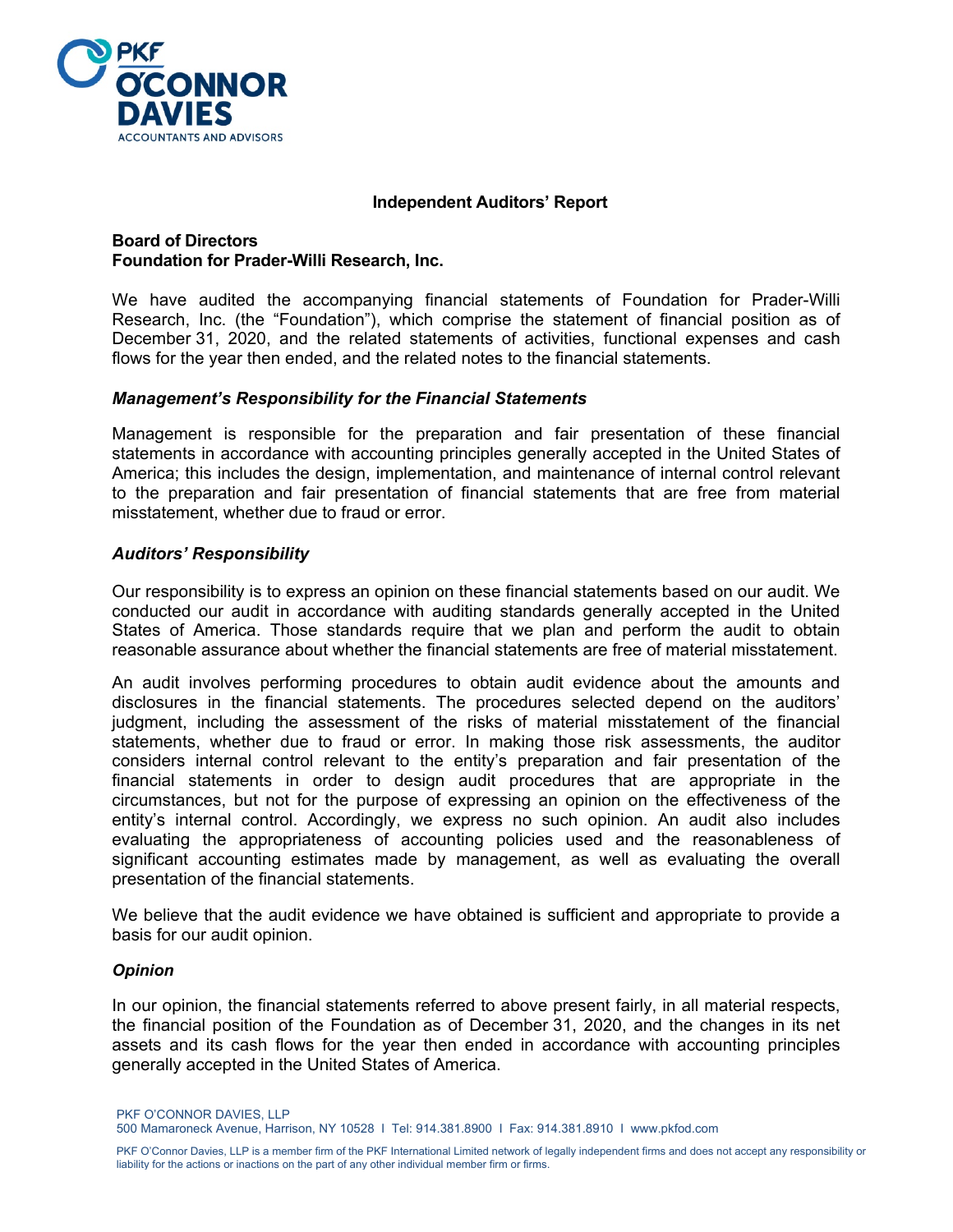**Independent Auditors' Report**

**Board of Directors**
**Foundation for Prader-Willi Research, Inc.**

We have audited the accompanying financial statements of Foundation for Prader-Willi Research, Inc. (the "Foundation"), which comprise the statement of financial position as of December 31, 2020, and the related statements of activities, functional expenses and cash flows for the year then ended, and the related notes to the financial statements.

### *Management's Responsibility for the Financial Statements*

Management is responsible for the preparation and fair presentation of these financial statements in accordance with accounting principles generally accepted in the United States of America; this includes the design, implementation, and maintenance of internal control relevant to the preparation and fair presentation of financial statements that are free from material misstatement, whether due to fraud or error.

### *Auditors' Responsibility*

Our responsibility is to express an opinion on these financial statements based on our audit. We conducted our audit in accordance with auditing standards generally accepted in the United States of America. Those standards require that we plan and perform the audit to obtain reasonable assurance about whether the financial statements are free of material misstatement.

An audit involves performing procedures to obtain audit evidence about the amounts and disclosures in the financial statements. The procedures selected depend on the auditors' judgment, including the assessment of the risks of material misstatement of the financial statements, whether due to fraud or error. In making those risk assessments, the auditor considers internal control relevant to the entity's preparation and fair presentation of the financial statements in order to design audit procedures that are appropriate in the circumstances, but not for the purpose of expressing an opinion on the effectiveness of the entity's internal control. Accordingly, we express no such opinion. An audit also includes evaluating the appropriateness of accounting policies used and the reasonableness of significant accounting estimates made by management, as well as evaluating the overall presentation of the financial statements.

We believe that the audit evidence we have obtained is sufficient and appropriate to provide a basis for our audit opinion.

### *Opinion*

In our opinion, the financial statements referred to above present fairly, in all material respects, the financial position of the Foundation as of December 31, 2020, and the changes in its net assets and its cash flows for the year then ended in accordance with accounting principles generally accepted in the United States of America.

PKF O'CONNOR DAVIES, LLP
500 Mamaroneck Avenue, Harrison, NY 10528 I Tel: 914.381.8900 I Fax: 914.381.8910 I www.pkfod.com

PKF O'Connor Davies, LLP is a member firm of the PKF International Limited network of legally independent firms and does not accept any responsibility or liability for the actions or inactions on the part of any other individual member firm or firms.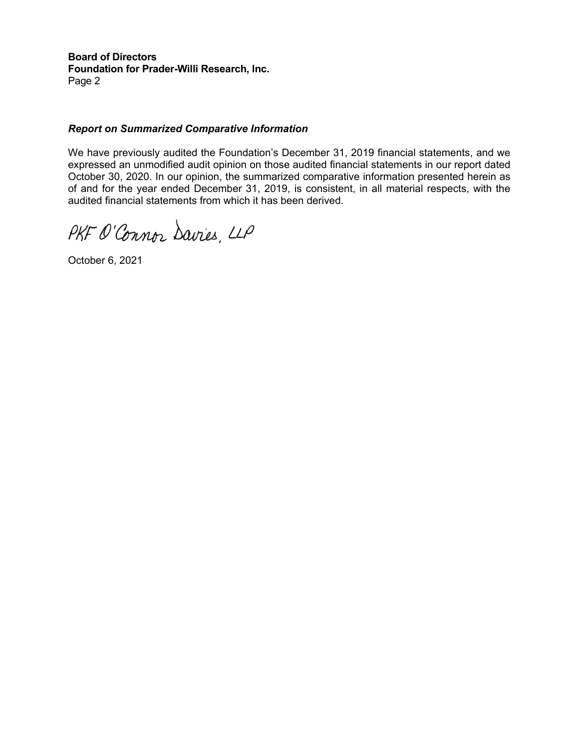### *Report on Summarized Comparative Information*

We have previously audited the Foundation's December 31, 2019 financial statements, and we expressed an unmodified audit opinion on those audited financial statements in our report dated October 30, 2020. In our opinion, the summarized comparative information presented herein as of and for the year ended December 31, 2019, is consistent, in all material respects, with the audited financial statements from which it has been derived.

PKF O'Connor Davies, LLP

October 6, 2021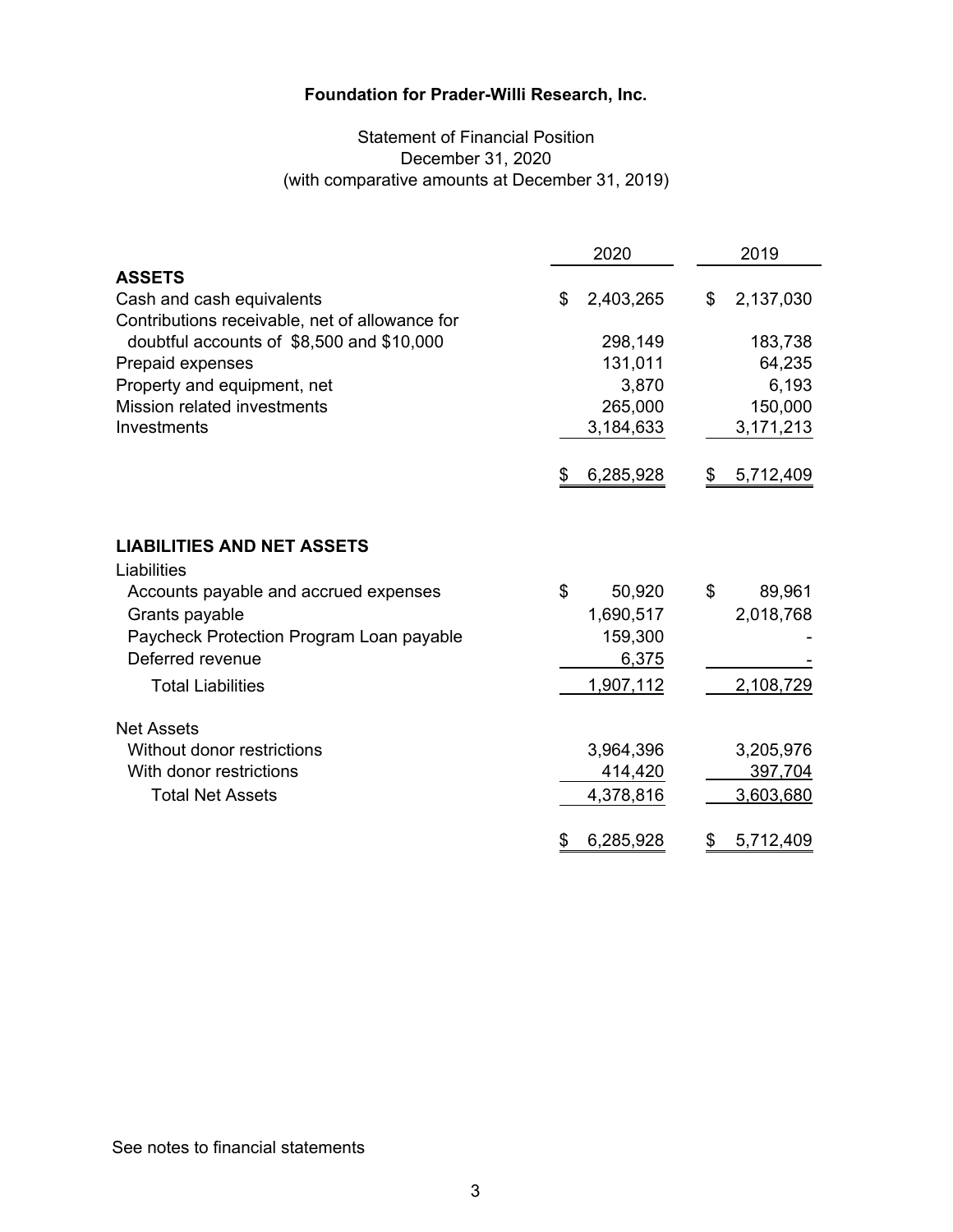# Foundation for Prader-Willi Research, Inc.

## Statement of Financial Position
December 31, 2020
(with comparative amounts at December 31, 2019)

| | 2020 | 2019 |
|---|---|---|
| **ASSETS** | | |
| Cash and cash equivalents | $ 2,403,265 | $ 2,137,030 |
| Contributions receivable, net of allowance for doubtful accounts of $8,500 and $10,000 | 298,149 | 183,738 |
| Prepaid expenses | 131,011 | 64,235 |
| Property and equipment, net | 3,870 | 6,193 |
| Mission related investments | 265,000 | 150,000 |
| Investments | 3,184,633 | 3,171,213 |
| | $ 6,285,928 | $ 5,712,409 |
| **LIABILITIES AND NET ASSETS** | | |
| Liabilities | | |
| Accounts payable and accrued expenses | $ 50,920 | $ 89,961 |
| Grants payable | 1,690,517 | 2,018,768 |
| Paycheck Protection Program Loan payable | 159,300 | - |
| Deferred revenue | 6,375 | - |
| Total Liabilities | 1,907,112 | 2,108,729 |
| Net Assets | | |
| Without donor restrictions | 3,964,396 | 3,205,976 |
| With donor restrictions | 414,420 | 397,704 |
| Total Net Assets | 4,378,816 | 3,603,680 |
| | $ 6,285,928 | $ 5,712,409 |

See notes to financial statements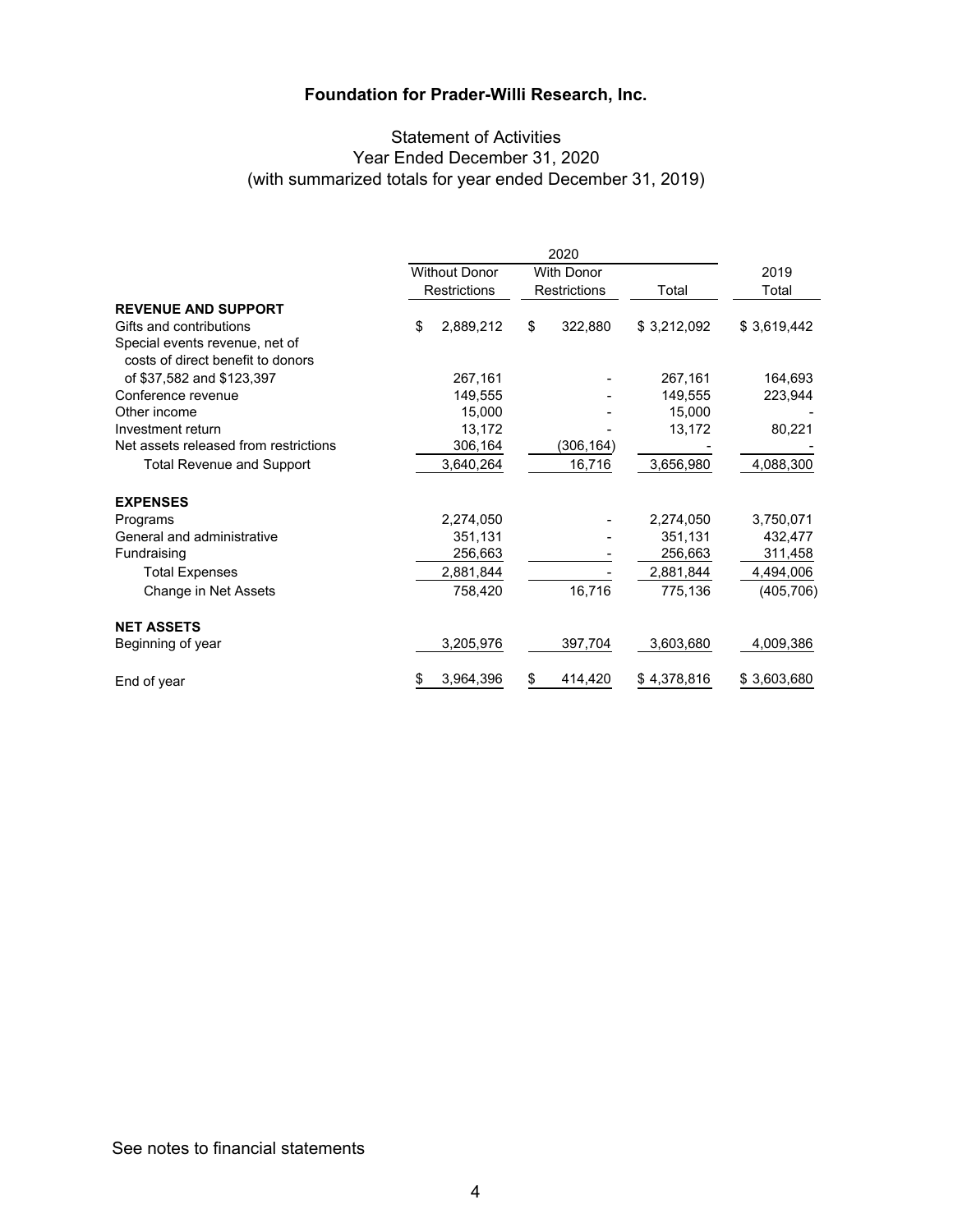# Foundation for Prader-Willi Research, Inc.

## Statement of Activities
### Year Ended December 31, 2020
### (with summarized totals for year ended December 31, 2019)

| | 2020 | | | |
|---|---|---|---|---|
| | Without Donor Restrictions | With Donor Restrictions | Total | 2019 Total |
| **REVENUE AND SUPPORT** | | | | |
| Gifts and contributions | $ 2,889,212 | $ 322,880 | $ 3,212,092 | $ 3,619,442 |
| Special events revenue, net of costs of direct benefit to donors of $37,582 and $123,397 | 267,161 | - | 267,161 | 164,693 |
| Conference revenue | 149,555 | - | 149,555 | 223,944 |
| Other income | 15,000 | - | 15,000 | - |
| Investment return | 13,172 | - | 13,172 | 80,221 |
| Net assets released from restrictions | 306,164 | (306,164) | - | - |
| Total Revenue and Support | 3,640,264 | 16,716 | 3,656,980 | 4,088,300 |
| **EXPENSES** | | | | |
| Programs | 2,274,050 | - | 2,274,050 | 3,750,071 |
| General and administrative | 351,131 | - | 351,131 | 432,477 |
| Fundraising | 256,663 | - | 256,663 | 311,458 |
| Total Expenses | 2,881,844 | - | 2,881,844 | 4,494,006 |
| Change in Net Assets | 758,420 | 16,716 | 775,136 | (405,706) |
| **NET ASSETS** | | | | |
| Beginning of year | 3,205,976 | 397,704 | 3,603,680 | 4,009,386 |
| End of year | $ 3,964,396 | $ 414,420 | $ 4,378,816 | $ 3,603,680 |

See notes to financial statements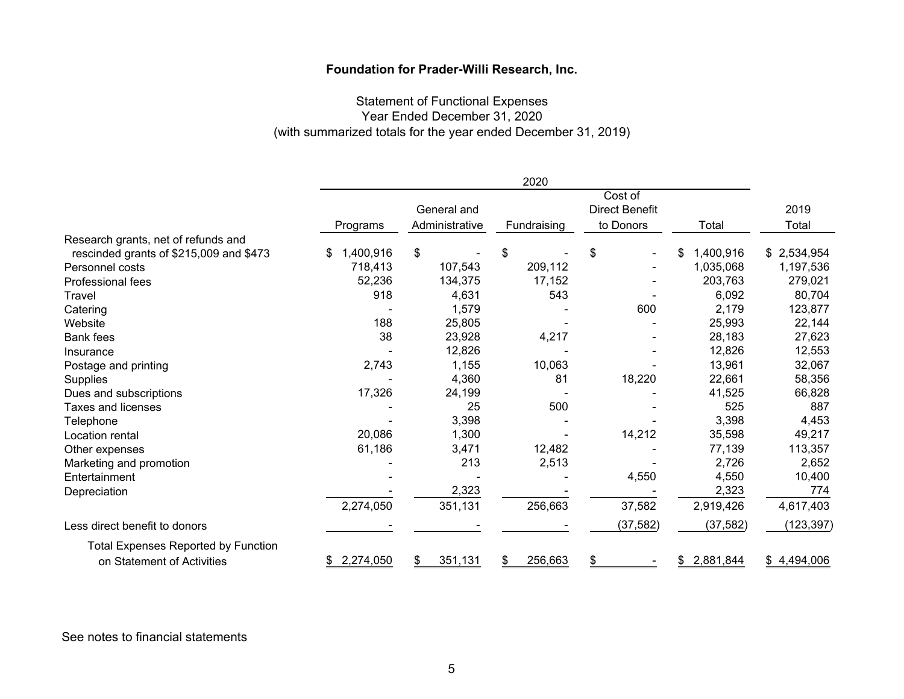**Foundation for Prader-Willi Research, Inc.**

Statement of Functional Expenses
Year Ended December 31, 2020
(with summarized totals for the year ended December 31, 2019)

| | 2020 | | | | | |
|---|---|---|---|---|---|---|
| | Programs | General and Administrative | Fundraising | Cost of Direct Benefit to Donors | Total | 2019 Total |
| Research grants, net of refunds and rescinded grants of $215,009 and $473 | $ 1,400,916 | $ - | $ - | $ - | $ 1,400,916 | $ 2,534,954 |
| Personnel costs | 718,413 | 107,543 | 209,112 | - | 1,035,068 | 1,197,536 |
| Professional fees | 52,236 | 134,375 | 17,152 | - | 203,763 | 279,021 |
| Travel | 918 | 4,631 | 543 | - | 6,092 | 80,704 |
| Catering | - | 1,579 | - | 600 | 2,179 | 123,877 |
| Website | 188 | 25,805 | - | - | 25,993 | 22,144 |
| Bank fees | 38 | 23,928 | 4,217 | - | 28,183 | 27,623 |
| Insurance | - | 12,826 | - | - | 12,826 | 12,553 |
| Postage and printing | 2,743 | 1,155 | 10,063 | - | 13,961 | 32,067 |
| Supplies | - | 4,360 | 81 | 18,220 | 22,661 | 58,356 |
| Dues and subscriptions | 17,326 | 24,199 | - | - | 41,525 | 66,828 |
| Taxes and licenses | - | 25 | 500 | - | 525 | 887 |
| Telephone | - | 3,398 | - | - | 3,398 | 4,453 |
| Location rental | 20,086 | 1,300 | - | 14,212 | 35,598 | 49,217 |
| Other expenses | 61,186 | 3,471 | 12,482 | - | 77,139 | 113,357 |
| Marketing and promotion | - | 213 | 2,513 | - | 2,726 | 2,652 |
| Entertainment | - | - | - | 4,550 | 4,550 | 10,400 |
| Depreciation | - | 2,323 | - | - | 2,323 | 774 |
| | 2,274,050 | 351,131 | 256,663 | 37,582 | 2,919,426 | 4,617,403 |
| Less direct benefit to donors | - | - | - | (37,582) | (37,582) | (123,397) |
| Total Expenses Reported by Function on Statement of Activities | $ 2,274,050 | $ 351,131 | $ 256,663 | $ - | $ 2,881,844 | $ 4,494,006 |

See notes to financial statements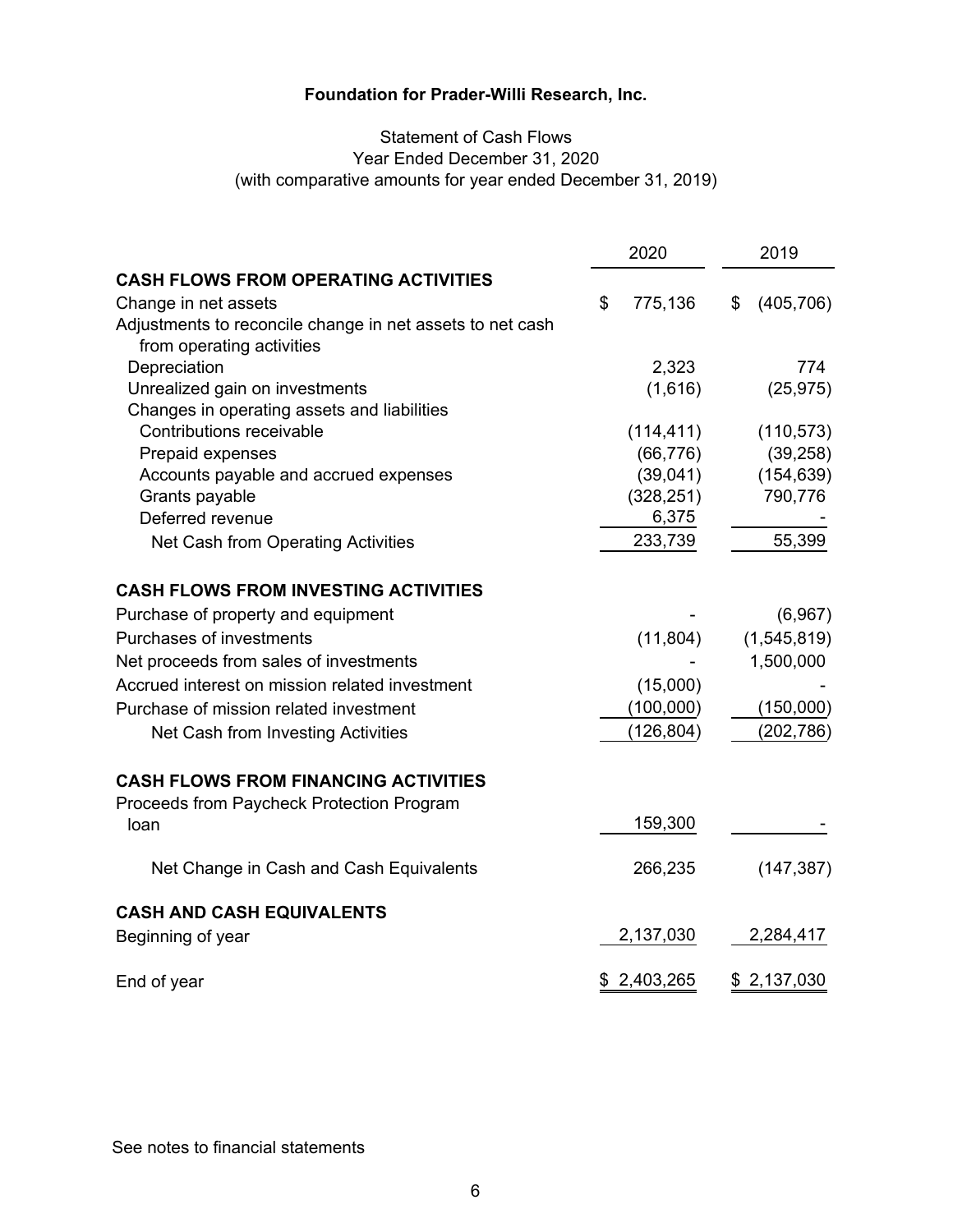# Foundation for Prader-Willi Research, Inc.

## Statement of Cash Flows
### Year Ended December 31, 2020
### (with comparative amounts for year ended December 31, 2019)

| | 2020 | 2019 |
|---|---|---|
| **CASH FLOWS FROM OPERATING ACTIVITIES** | | |
| Change in net assets | $ 775,136 | $ (405,706) |
| Adjustments to reconcile change in net assets to net cash from operating activities | | |
| Depreciation | 2,323 | 774 |
| Unrealized gain on investments | (1,616) | (25,975) |
| Changes in operating assets and liabilities | | |
| Contributions receivable | (114,411) | (110,573) |
| Prepaid expenses | (66,776) | (39,258) |
| Accounts payable and accrued expenses | (39,041) | (154,639) |
| Grants payable | (328,251) | 790,776 |
| Deferred revenue | 6,375 | - |
| Net Cash from Operating Activities | 233,739 | 55,399 |
| **CASH FLOWS FROM INVESTING ACTIVITIES** | | |
| Purchase of property and equipment | - | (6,967) |
| Purchases of investments | (11,804) | (1,545,819) |
| Net proceeds from sales of investments | - | 1,500,000 |
| Accrued interest on mission related investment | (15,000) | - |
| Purchase of mission related investment | (100,000) | (150,000) |
| Net Cash from Investing Activities | (126,804) | (202,786) |
| **CASH FLOWS FROM FINANCING ACTIVITIES** | | |
| Proceeds from Paycheck Protection Program loan | 159,300 | - |
| Net Change in Cash and Cash Equivalents | 266,235 | (147,387) |
| **CASH AND CASH EQUIVALENTS** | | |
| Beginning of year | 2,137,030 | 2,284,417 |
| End of year | $ 2,403,265 | $ 2,137,030 |

See notes to financial statements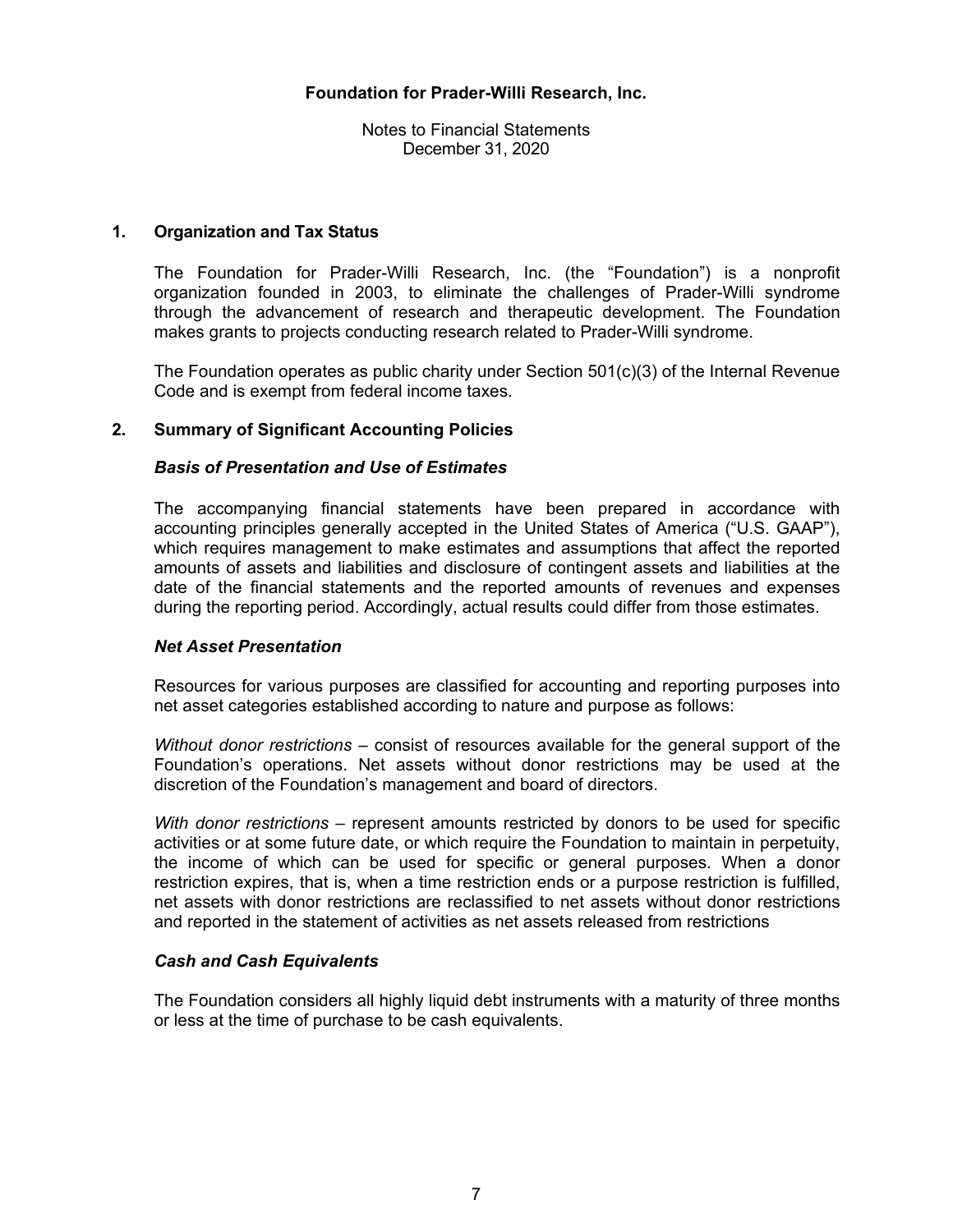**Foundation for Prader-Willi Research, Inc.**

Notes to Financial Statements
December 31, 2020

## 1. Organization and Tax Status

The Foundation for Prader-Willi Research, Inc. (the "Foundation") is a nonprofit organization founded in 2003, to eliminate the challenges of Prader-Willi syndrome through the advancement of research and therapeutic development. The Foundation makes grants to projects conducting research related to Prader-Willi syndrome.

The Foundation operates as public charity under Section 501(c)(3) of the Internal Revenue Code and is exempt from federal income taxes.

## 2. Summary of Significant Accounting Policies

### *Basis of Presentation and Use of Estimates*

The accompanying financial statements have been prepared in accordance with accounting principles generally accepted in the United States of America ("U.S. GAAP"), which requires management to make estimates and assumptions that affect the reported amounts of assets and liabilities and disclosure of contingent assets and liabilities at the date of the financial statements and the reported amounts of revenues and expenses during the reporting period. Accordingly, actual results could differ from those estimates.

### *Net Asset Presentation*

Resources for various purposes are classified for accounting and reporting purposes into net asset categories established according to nature and purpose as follows:

*Without donor restrictions* – consist of resources available for the general support of the Foundation's operations. Net assets without donor restrictions may be used at the discretion of the Foundation's management and board of directors.

*With donor restrictions* – represent amounts restricted by donors to be used for specific activities or at some future date, or which require the Foundation to maintain in perpetuity, the income of which can be used for specific or general purposes. When a donor restriction expires, that is, when a time restriction ends or a purpose restriction is fulfilled, net assets with donor restrictions are reclassified to net assets without donor restrictions and reported in the statement of activities as net assets released from restrictions

### *Cash and Cash Equivalents*

The Foundation considers all highly liquid debt instruments with a maturity of three months or less at the time of purchase to be cash equivalents.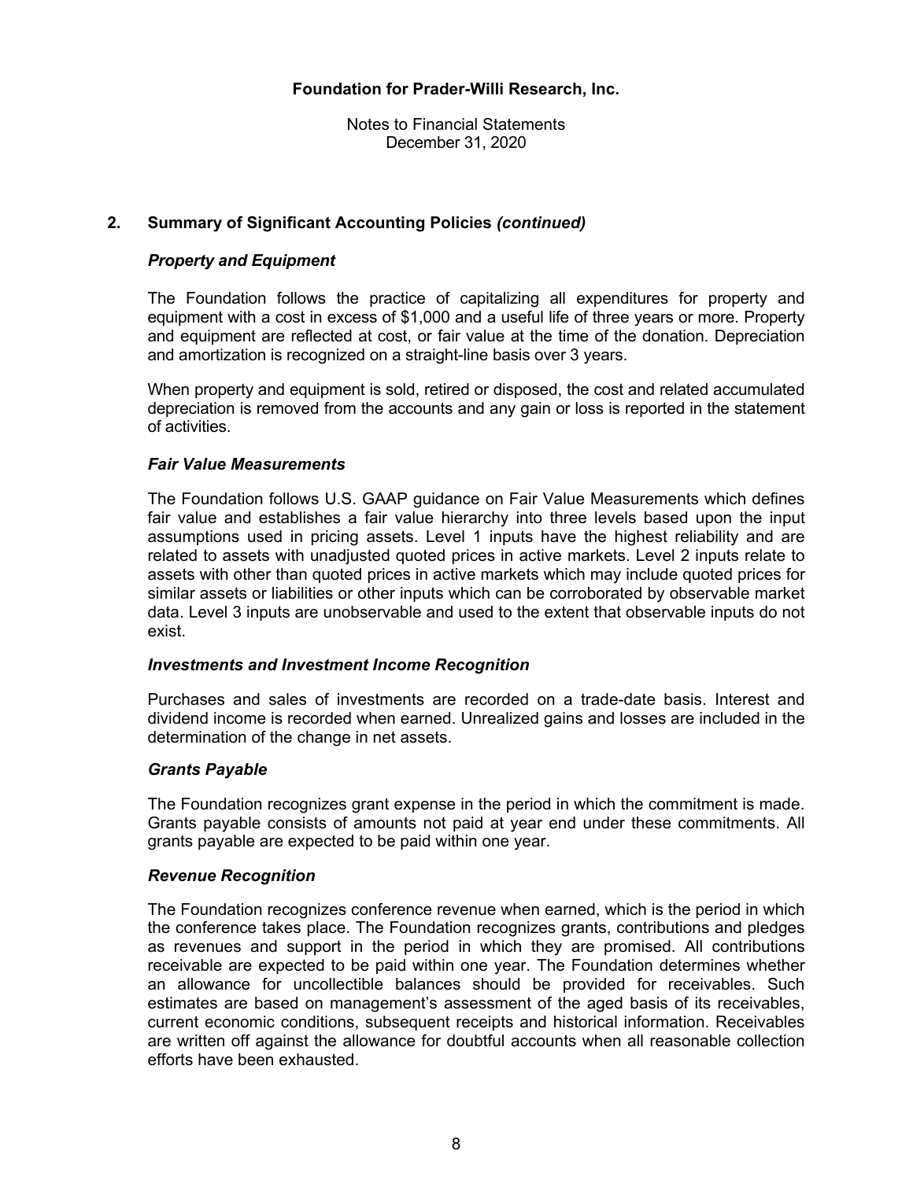## 2. Summary of Significant Accounting Policies *(continued)*

### *Property and Equipment*

The Foundation follows the practice of capitalizing all expenditures for property and equipment with a cost in excess of $1,000 and a useful life of three years or more. Property and equipment are reflected at cost, or fair value at the time of the donation. Depreciation and amortization is recognized on a straight-line basis over 3 years.

When property and equipment is sold, retired or disposed, the cost and related accumulated depreciation is removed from the accounts and any gain or loss is reported in the statement of activities.

### *Fair Value Measurements*

The Foundation follows U.S. GAAP guidance on Fair Value Measurements which defines fair value and establishes a fair value hierarchy into three levels based upon the input assumptions used in pricing assets. Level 1 inputs have the highest reliability and are related to assets with unadjusted quoted prices in active markets. Level 2 inputs relate to assets with other than quoted prices in active markets which may include quoted prices for similar assets or liabilities or other inputs which can be corroborated by observable market data. Level 3 inputs are unobservable and used to the extent that observable inputs do not exist.

### *Investments and Investment Income Recognition*

Purchases and sales of investments are recorded on a trade-date basis. Interest and dividend income is recorded when earned. Unrealized gains and losses are included in the determination of the change in net assets.

### *Grants Payable*

The Foundation recognizes grant expense in the period in which the commitment is made. Grants payable consists of amounts not paid at year end under these commitments. All grants payable are expected to be paid within one year.

### *Revenue Recognition*

The Foundation recognizes conference revenue when earned, which is the period in which the conference takes place. The Foundation recognizes grants, contributions and pledges as revenues and support in the period in which they are promised. All contributions receivable are expected to be paid within one year. The Foundation determines whether an allowance for uncollectible balances should be provided for receivables. Such estimates are based on management's assessment of the aged basis of its receivables, current economic conditions, subsequent receipts and historical information. Receivables are written off against the allowance for doubtful accounts when all reasonable collection efforts have been exhausted.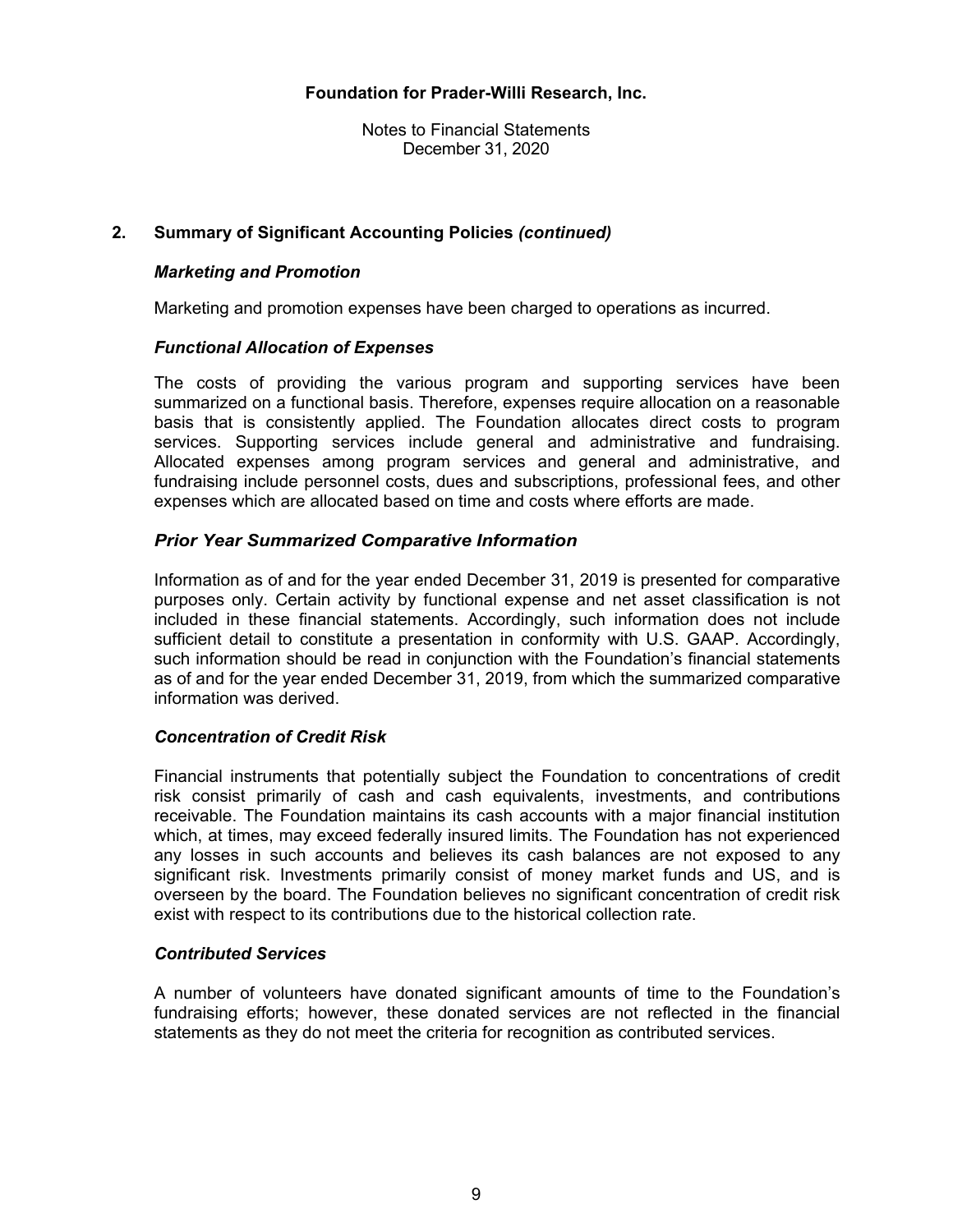**Foundation for Prader-Willi Research, Inc.**

Notes to Financial Statements
December 31, 2020

## 2. Summary of Significant Accounting Policies *(continued)*

### *Marketing and Promotion*

Marketing and promotion expenses have been charged to operations as incurred.

### *Functional Allocation of Expenses*

The costs of providing the various program and supporting services have been summarized on a functional basis. Therefore, expenses require allocation on a reasonable basis that is consistently applied. The Foundation allocates direct costs to program services. Supporting services include general and administrative and fundraising. Allocated expenses among program services and general and administrative, and fundraising include personnel costs, dues and subscriptions, professional fees, and other expenses which are allocated based on time and costs where efforts are made.

### *Prior Year Summarized Comparative Information*

Information as of and for the year ended December 31, 2019 is presented for comparative purposes only. Certain activity by functional expense and net asset classification is not included in these financial statements. Accordingly, such information does not include sufficient detail to constitute a presentation in conformity with U.S. GAAP. Accordingly, such information should be read in conjunction with the Foundation's financial statements as of and for the year ended December 31, 2019, from which the summarized comparative information was derived.

### *Concentration of Credit Risk*

Financial instruments that potentially subject the Foundation to concentrations of credit risk consist primarily of cash and cash equivalents, investments, and contributions receivable. The Foundation maintains its cash accounts with a major financial institution which, at times, may exceed federally insured limits. The Foundation has not experienced any losses in such accounts and believes its cash balances are not exposed to any significant risk. Investments primarily consist of money market funds and US, and is overseen by the board. The Foundation believes no significant concentration of credit risk exist with respect to its contributions due to the historical collection rate.

### *Contributed Services*

A number of volunteers have donated significant amounts of time to the Foundation's fundraising efforts; however, these donated services are not reflected in the financial statements as they do not meet the criteria for recognition as contributed services.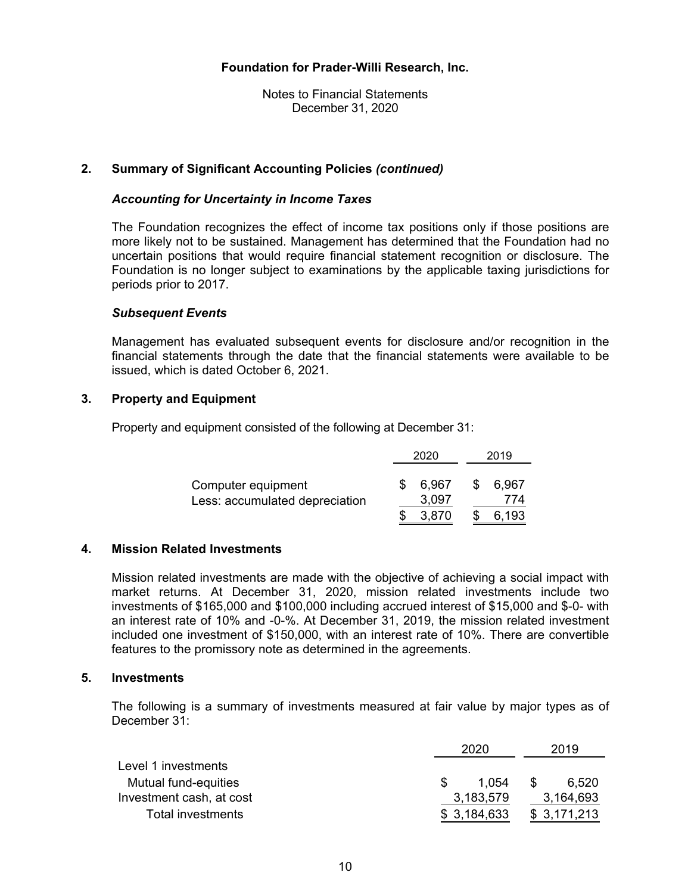**Foundation for Prader-Willi Research, Inc.**

Notes to Financial Statements
December 31, 2020

## 2. Summary of Significant Accounting Policies *(continued)*

### *Accounting for Uncertainty in Income Taxes*

The Foundation recognizes the effect of income tax positions only if those positions are more likely not to be sustained. Management has determined that the Foundation had no uncertain positions that would require financial statement recognition or disclosure. The Foundation is no longer subject to examinations by the applicable taxing jurisdictions for periods prior to 2017.

### *Subsequent Events*

Management has evaluated subsequent events for disclosure and/or recognition in the financial statements through the date that the financial statements were available to be issued, which is dated October 6, 2021.

## 3. Property and Equipment

Property and equipment consisted of the following at December 31:

| | 2020 | 2019 |
|---|---|---|
| Computer equipment | $ 6,967 | $ 6,967 |
| Less: accumulated depreciation | 3,097 | 774 |
| | $ 3,870 | $ 6,193 |

## 4. Mission Related Investments

Mission related investments are made with the objective of achieving a social impact with market returns. At December 31, 2020, mission related investments include two investments of $165,000 and $100,000 including accrued interest of $15,000 and $-0- with an interest rate of 10% and -0-%. At December 31, 2019, the mission related investment included one investment of $150,000, with an interest rate of 10%. There are convertible features to the promissory note as determined in the agreements.

## 5. Investments

The following is a summary of investments measured at fair value by major types as of December 31:

| | 2020 | 2019 |
|---|---|---|
| Level 1 investments | | |
| Mutual fund-equities | $ 1,054 | $ 6,520 |
| Investment cash, at cost | 3,183,579 | 3,164,693 |
| Total investments | $ 3,184,633 | $ 3,171,213 |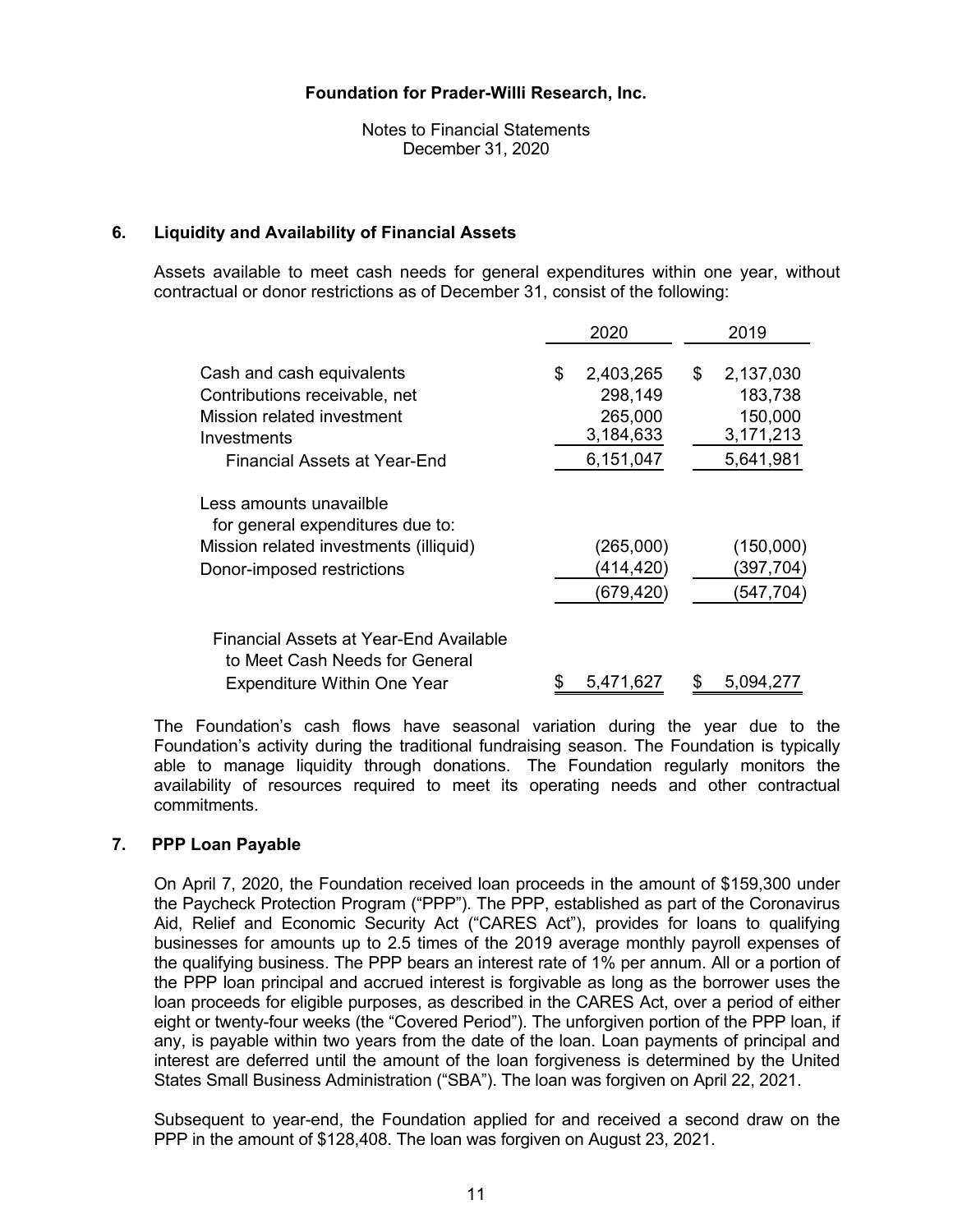**Foundation for Prader-Willi Research, Inc.**

Notes to Financial Statements
December 31, 2020

## 6. Liquidity and Availability of Financial Assets

Assets available to meet cash needs for general expenditures within one year, without contractual or donor restrictions as of December 31, consist of the following:

| | 2020 | 2019 |
|---|---|---|
| Cash and cash equivalents | $ 2,403,265 | $ 2,137,030 |
| Contributions receivable, net | 298,149 | 183,738 |
| Mission related investment | 265,000 | 150,000 |
| Investments | 3,184,633 | 3,171,213 |
| Financial Assets at Year-End | 6,151,047 | 5,641,981 |
| Less amounts unavailble for general expenditures due to: | | |
| Mission related investments (illiquid) | (265,000) | (150,000) |
| Donor-imposed restrictions | (414,420) | (397,704) |
| | (679,420) | (547,704) |
| Financial Assets at Year-End Available to Meet Cash Needs for General Expenditure Within One Year | $ 5,471,627 | $ 5,094,277 |

The Foundation's cash flows have seasonal variation during the year due to the Foundation's activity during the traditional fundraising season. The Foundation is typically able to manage liquidity through donations. The Foundation regularly monitors the availability of resources required to meet its operating needs and other contractual commitments.

## 7. PPP Loan Payable

On April 7, 2020, the Foundation received loan proceeds in the amount of $159,300 under the Paycheck Protection Program ("PPP"). The PPP, established as part of the Coronavirus Aid, Relief and Economic Security Act ("CARES Act"), provides for loans to qualifying businesses for amounts up to 2.5 times of the 2019 average monthly payroll expenses of the qualifying business. The PPP bears an interest rate of 1% per annum. All or a portion of the PPP loan principal and accrued interest is forgivable as long as the borrower uses the loan proceeds for eligible purposes, as described in the CARES Act, over a period of either eight or twenty-four weeks (the "Covered Period"). The unforgiven portion of the PPP loan, if any, is payable within two years from the date of the loan. Loan payments of principal and interest are deferred until the amount of the loan forgiveness is determined by the United States Small Business Administration ("SBA"). The loan was forgiven on April 22, 2021.

Subsequent to year-end, the Foundation applied for and received a second draw on the PPP in the amount of $128,408. The loan was forgiven on August 23, 2021.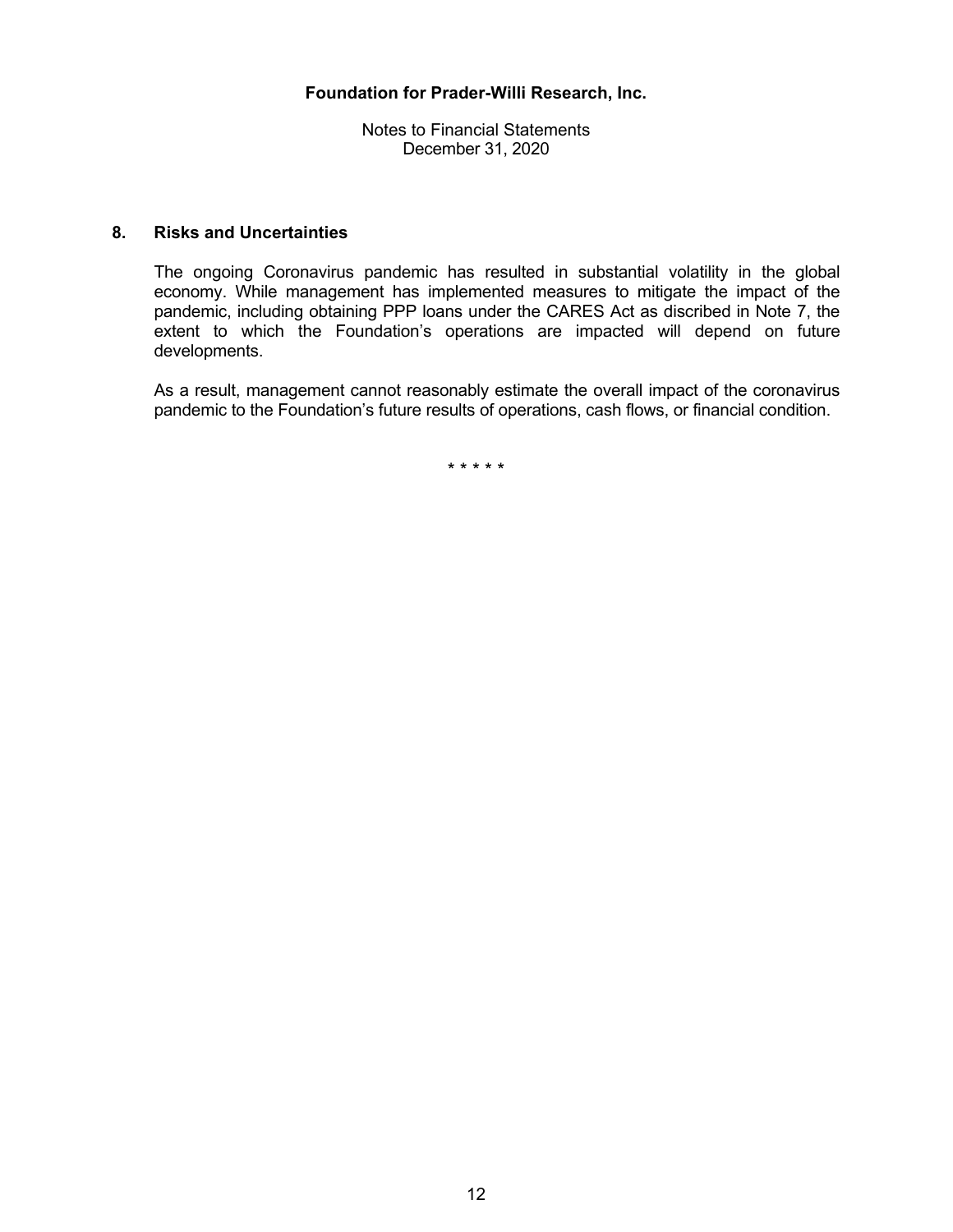**Foundation for Prader-Willi Research, Inc.**

Notes to Financial Statements
December 31, 2020

## 8. Risks and Uncertainties

The ongoing Coronavirus pandemic has resulted in substantial volatility in the global economy. While management has implemented measures to mitigate the impact of the pandemic, including obtaining PPP loans under the CARES Act as discribed in Note 7, the extent to which the Foundation's operations are impacted will depend on future developments.

As a result, management cannot reasonably estimate the overall impact of the coronavirus pandemic to the Foundation's future results of operations, cash flows, or financial condition.

\* \* \* \* \*